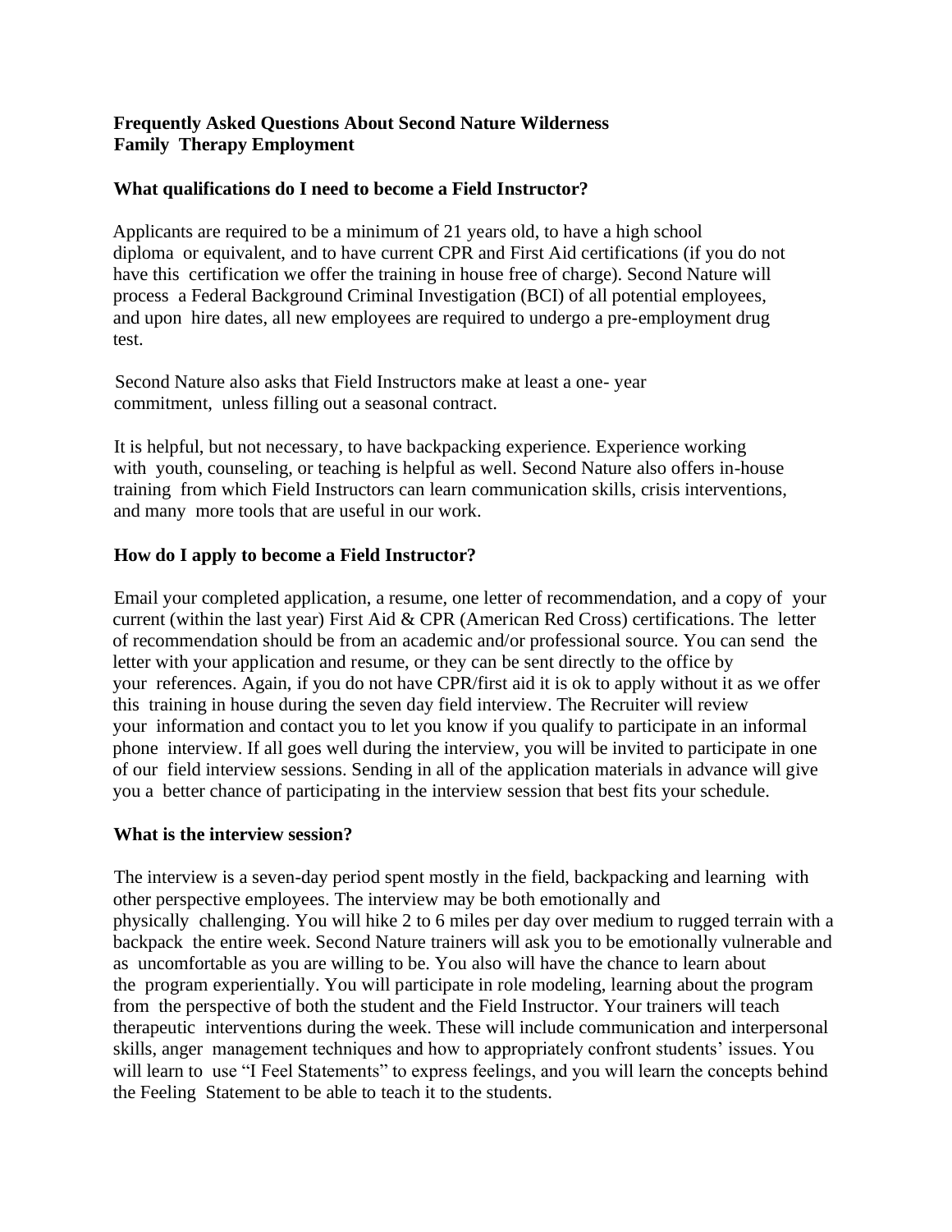**Frequently Asked Questions About Second Nature Wilderness Family Therapy Employment**

**What qualifications do I need to become a Field Instructor?**

Applicants are required to be a minimum of 21 years old, to have a high school diploma or equivalent, and to have current CPR and First Aid certifications (if you do not have this certification we offer the training in house free of charge). Second Nature will process a Federal Background Criminal Investigation (BCI) of all potential employees, and upon hire dates, all new employees are required to undergo a pre-employment drug test.

Second Nature also asks that Field Instructors make at least a one- year commitment, unless filling out a seasonal contract.

It is helpful, but not necessary, to have backpacking experience. Experience working with youth, counseling, or teaching is helpful as well. Second Nature also offers in-house training from which Field Instructors can learn communication skills, crisis interventions, and many more tools that are useful in our work.

**How do I apply to become a Field Instructor?**

Email your completed application, a resume, one letter of recommendation, and a copy of your current (within the last year) First Aid & CPR (American Red Cross) certifications. The letter of recommendation should be from an academic and/or professional source. You can send the letter with your application and resume, or they can be sent directly to the office by your references. Again, if you do not have CPR/first aid it is ok to apply without it as we offer this training in house during the seven day field interview. The Recruiter will review your information and contact you to let you know if you qualify to participate in an informal phone interview. If all goes well during the interview, you will be invited to participate in one of our field interview sessions. Sending in all of the application materials in advance will give you a better chance of participating in the interview session that best fits your schedule.

**What is the interview session?**

The interview is a seven-day period spent mostly in the field, backpacking and learning with other perspective employees. The interview may be both emotionally and physically challenging. You will hike 2 to 6 miles per day over medium to rugged terrain with a backpack the entire week. Second Nature trainers will ask you to be emotionally vulnerable and as uncomfortable as you are willing to be. You also will have the chance to learn about the program experientially. You will participate in role modeling, learning about the program from the perspective of both the student and the Field Instructor. Your trainers will teach therapeutic interventions during the week. These will include communication and interpersonal skills, anger management techniques and how to appropriately confront students' issues. You will learn to use "I Feel Statements" to express feelings, and you will learn the concepts behind the Feeling Statement to be able to teach it to the students.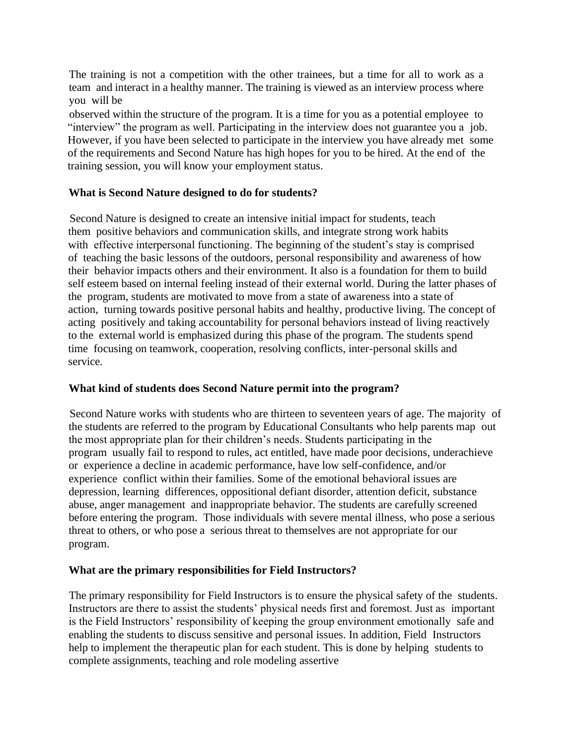The training is not a competition with the other trainees, but a time for all to work as a team and interact in a healthy manner. The training is viewed as an interview process where you will be observed within the structure of the program. It is a time for you as a potential employee to "interview" the program as well. Participating in the interview does not guarantee you a job. However, if you have been selected to participate in the interview you have already met some of the requirements and Second Nature has high hopes for you to be hired. At the end of the training session, you will know your employment status.

### What is Second Nature designed to do for students?

Second Nature is designed to create an intensive initial impact for students, teach them positive behaviors and communication skills, and integrate strong work habits with effective interpersonal functioning. The beginning of the student's stay is comprised of teaching the basic lessons of the outdoors, personal responsibility and awareness of how their behavior impacts others and their environment. It also is a foundation for them to build self esteem based on internal feeling instead of their external world. During the latter phases of the program, students are motivated to move from a state of awareness into a state of action, turning towards positive personal habits and healthy, productive living. The concept of acting positively and taking accountability for personal behaviors instead of living reactively to the external world is emphasized during this phase of the program. The students spend time focusing on teamwork, cooperation, resolving conflicts, inter-personal skills and service.

### What kind of students does Second Nature permit into the program?

Second Nature works with students who are thirteen to seventeen years of age. The majority of the students are referred to the program by Educational Consultants who help parents map out the most appropriate plan for their children's needs. Students participating in the program usually fail to respond to rules, act entitled, have made poor decisions, underachieve or experience a decline in academic performance, have low self-confidence, and/or experience conflict within their families. Some of the emotional behavioral issues are depression, learning differences, oppositional defiant disorder, attention deficit, substance abuse, anger management and inappropriate behavior. The students are carefully screened before entering the program. Those individuals with severe mental illness, who pose a serious threat to others, or who pose a serious threat to themselves are not appropriate for our program.

### What are the primary responsibilities for Field Instructors?

The primary responsibility for Field Instructors is to ensure the physical safety of the students. Instructors are there to assist the students' physical needs first and foremost. Just as important is the Field Instructors' responsibility of keeping the group environment emotionally safe and enabling the students to discuss sensitive and personal issues. In addition, Field Instructors help to implement the therapeutic plan for each student. This is done by helping students to complete assignments, teaching and role modeling assertive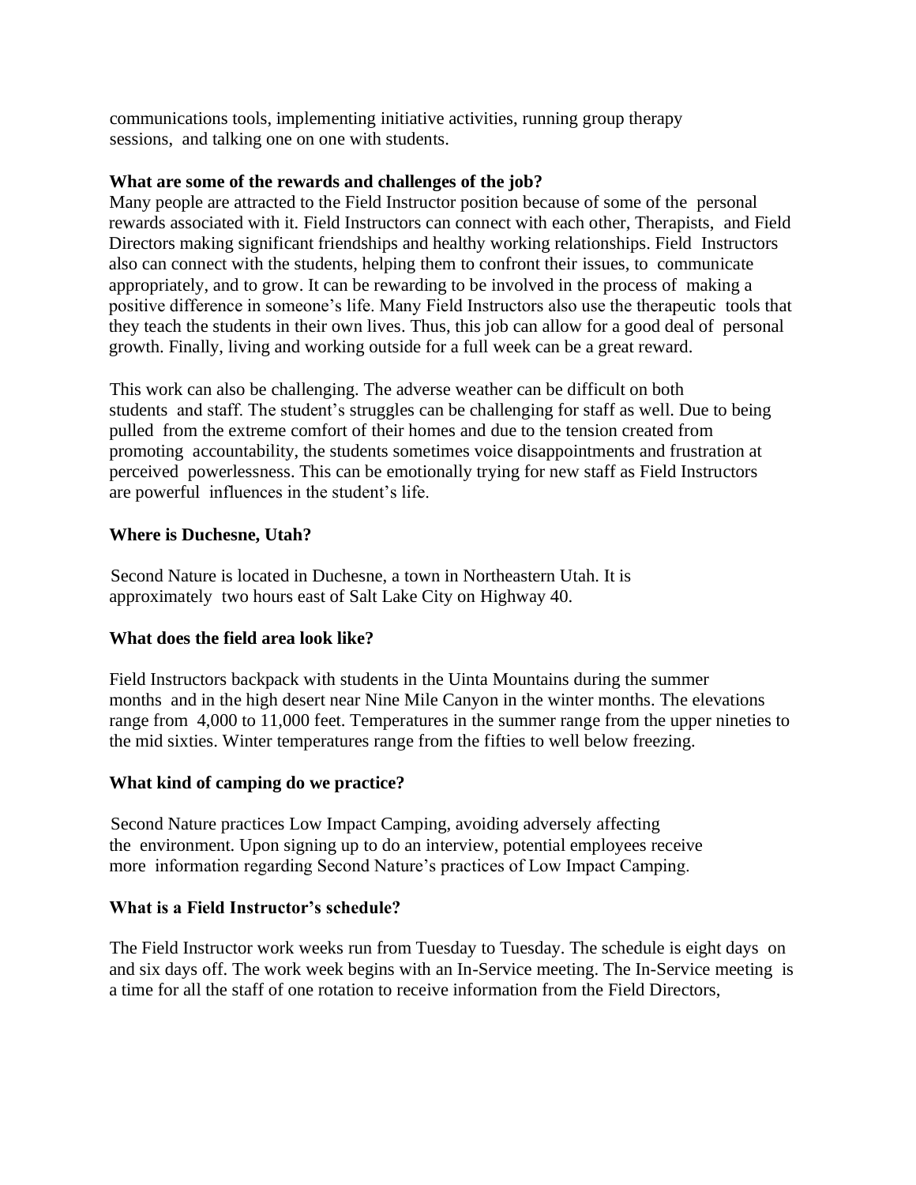communications tools, implementing initiative activities, running group therapy sessions, and talking one on one with students.

**What are some of the rewards and challenges of the job?**

Many people are attracted to the Field Instructor position because of some of the personal rewards associated with it. Field Instructors can connect with each other, Therapists, and Field Directors making significant friendships and healthy working relationships. Field Instructors also can connect with the students, helping them to confront their issues, to communicate appropriately, and to grow. It can be rewarding to be involved in the process of making a positive difference in someone's life. Many Field Instructors also use the therapeutic tools that they teach the students in their own lives. Thus, this job can allow for a good deal of personal growth. Finally, living and working outside for a full week can be a great reward.

This work can also be challenging. The adverse weather can be difficult on both students and staff. The student's struggles can be challenging for staff as well. Due to being pulled from the extreme comfort of their homes and due to the tension created from promoting accountability, the students sometimes voice disappointments and frustration at perceived powerlessness. This can be emotionally trying for new staff as Field Instructors are powerful influences in the student's life.

**Where is Duchesne, Utah?**

Second Nature is located in Duchesne, a town in Northeastern Utah. It is approximately two hours east of Salt Lake City on Highway 40.

**What does the field area look like?**

Field Instructors backpack with students in the Uinta Mountains during the summer months and in the high desert near Nine Mile Canyon in the winter months. The elevations range from 4,000 to 11,000 feet. Temperatures in the summer range from the upper nineties to the mid sixties. Winter temperatures range from the fifties to well below freezing.

**What kind of camping do we practice?**

Second Nature practices Low Impact Camping, avoiding adversely affecting the environment. Upon signing up to do an interview, potential employees receive more information regarding Second Nature's practices of Low Impact Camping.

**What is a Field Instructor's schedule?**

The Field Instructor work weeks run from Tuesday to Tuesday. The schedule is eight days on and six days off. The work week begins with an In-Service meeting. The In-Service meeting is a time for all the staff of one rotation to receive information from the Field Directors,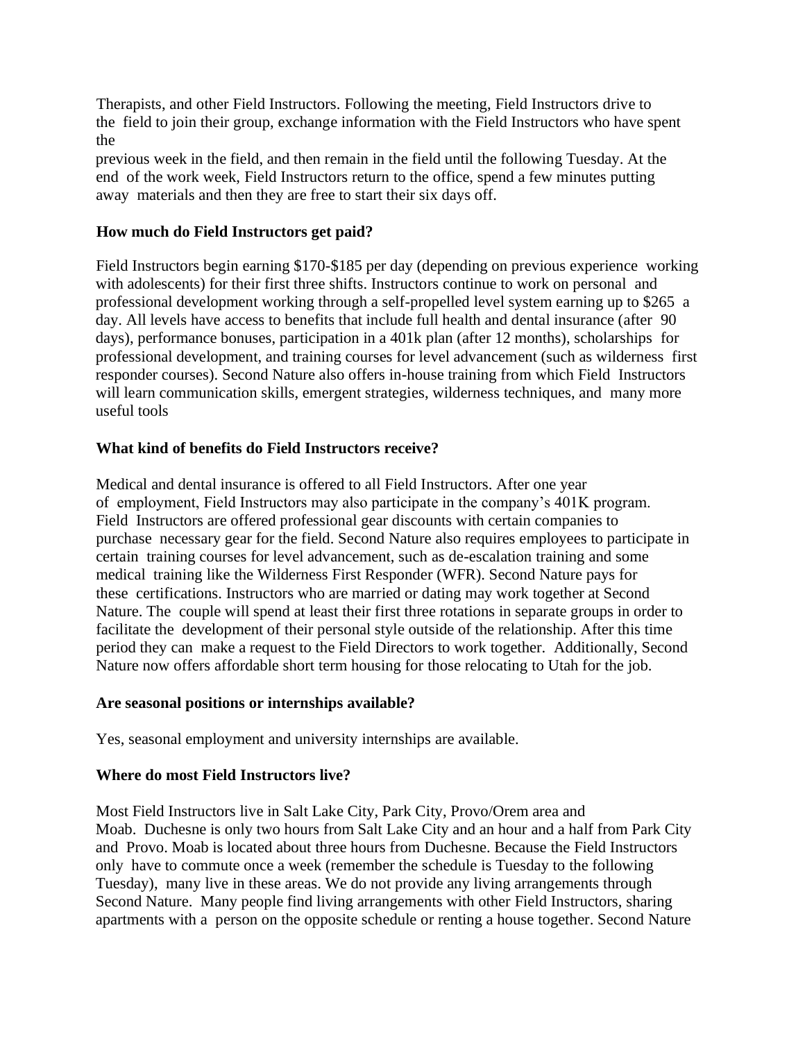Therapists, and other Field Instructors. Following the meeting, Field Instructors drive to the field to join their group, exchange information with the Field Instructors who have spent the previous week in the field, and then remain in the field until the following Tuesday. At the end of the work week, Field Instructors return to the office, spend a few minutes putting away materials and then they are free to start their six days off.

### How much do Field Instructors get paid?

Field Instructors begin earning $170-$185 per day (depending on previous experience working with adolescents) for their first three shifts. Instructors continue to work on personal and professional development working through a self-propelled level system earning up to $265 a day. All levels have access to benefits that include full health and dental insurance (after 90 days), performance bonuses, participation in a 401k plan (after 12 months), scholarships for professional development, and training courses for level advancement (such as wilderness first responder courses). Second Nature also offers in-house training from which Field Instructors will learn communication skills, emergent strategies, wilderness techniques, and many more useful tools

### What kind of benefits do Field Instructors receive?

Medical and dental insurance is offered to all Field Instructors. After one year of employment, Field Instructors may also participate in the company's 401K program. Field Instructors are offered professional gear discounts with certain companies to purchase necessary gear for the field. Second Nature also requires employees to participate in certain training courses for level advancement, such as de-escalation training and some medical training like the Wilderness First Responder (WFR). Second Nature pays for these certifications. Instructors who are married or dating may work together at Second Nature. The couple will spend at least their first three rotations in separate groups in order to facilitate the development of their personal style outside of the relationship. After this time period they can make a request to the Field Directors to work together. Additionally, Second Nature now offers affordable short term housing for those relocating to Utah for the job.

### Are seasonal positions or internships available?

Yes, seasonal employment and university internships are available.

### Where do most Field Instructors live?

Most Field Instructors live in Salt Lake City, Park City, Provo/Orem area and Moab. Duchesne is only two hours from Salt Lake City and an hour and a half from Park City and Provo. Moab is located about three hours from Duchesne. Because the Field Instructors only have to commute once a week (remember the schedule is Tuesday to the following Tuesday), many live in these areas. We do not provide any living arrangements through Second Nature. Many people find living arrangements with other Field Instructors, sharing apartments with a person on the opposite schedule or renting a house together. Second Nature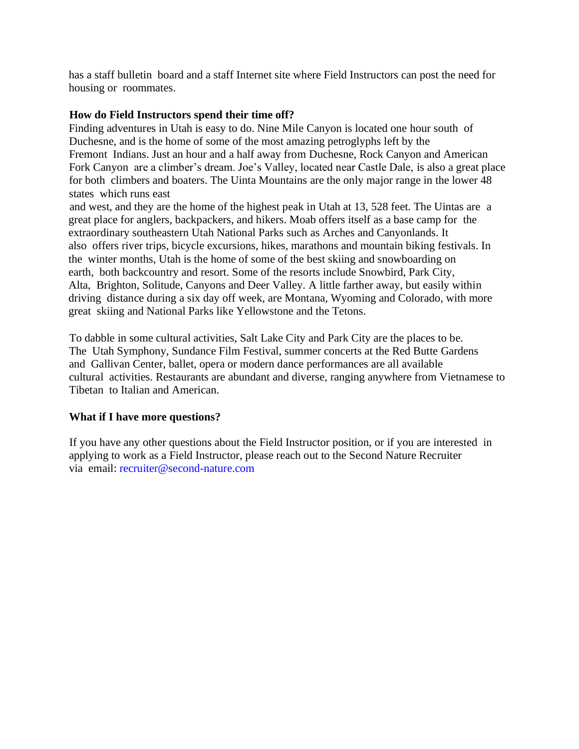has a staff bulletin board and a staff Internet site where Field Instructors can post the need for housing or roommates.

**How do Field Instructors spend their time off?**

Finding adventures in Utah is easy to do. Nine Mile Canyon is located one hour south of Duchesne, and is the home of some of the most amazing petroglyphs left by the Fremont Indians. Just an hour and a half away from Duchesne, Rock Canyon and American Fork Canyon are a climber's dream. Joe's Valley, located near Castle Dale, is also a great place for both climbers and boaters. The Uinta Mountains are the only major range in the lower 48 states which runs east and west, and they are the home of the highest peak in Utah at 13, 528 feet. The Uintas are a great place for anglers, backpackers, and hikers. Moab offers itself as a base camp for the extraordinary southeastern Utah National Parks such as Arches and Canyonlands. It also offers river trips, bicycle excursions, hikes, marathons and mountain biking festivals. In the winter months, Utah is the home of some of the best skiing and snowboarding on earth, both backcountry and resort. Some of the resorts include Snowbird, Park City, Alta, Brighton, Solitude, Canyons and Deer Valley. A little farther away, but easily within driving distance during a six day off week, are Montana, Wyoming and Colorado, with more great skiing and National Parks like Yellowstone and the Tetons.

To dabble in some cultural activities, Salt Lake City and Park City are the places to be. The Utah Symphony, Sundance Film Festival, summer concerts at the Red Butte Gardens and Gallivan Center, ballet, opera or modern dance performances are all available cultural activities. Restaurants are abundant and diverse, ranging anywhere from Vietnamese to Tibetan to Italian and American.

**What if I have more questions?**

If you have any other questions about the Field Instructor position, or if you are interested in applying to work as a Field Instructor, please reach out to the Second Nature Recruiter via email: recruiter@second-nature.com